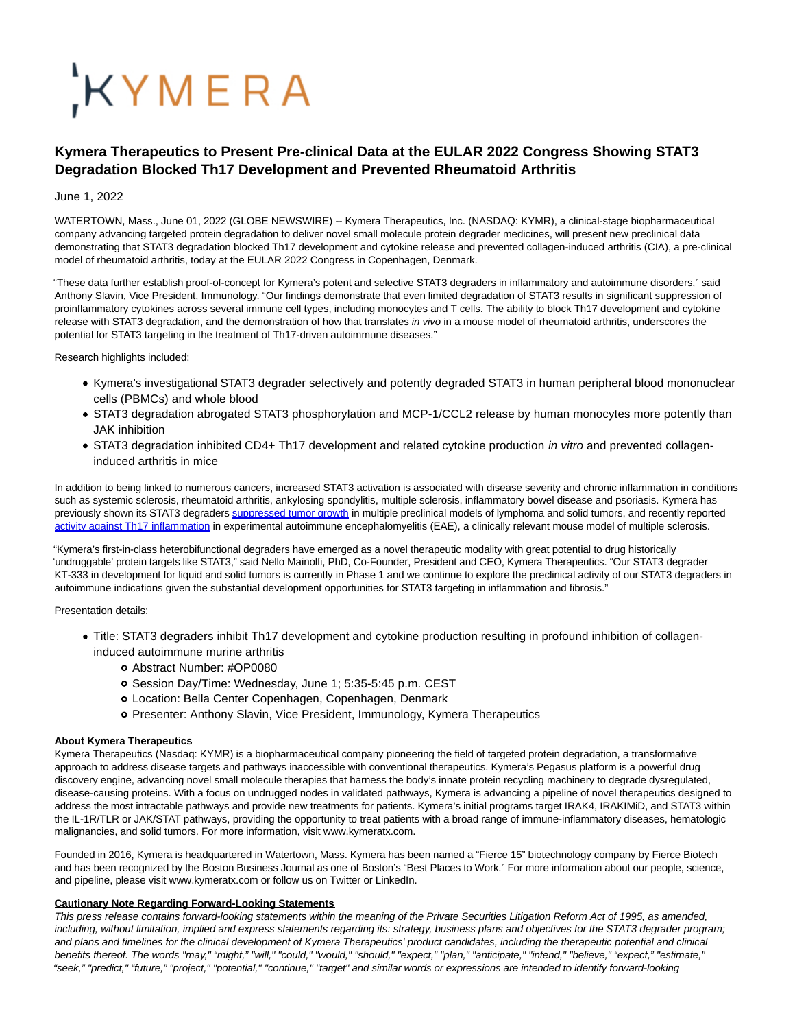# Kymera Therapeutics to Present Pre-clinical Data at the EULAR 2022 Congress Showing STAT3 Degradation Blocked Th17 Development and Prevented Rheumatoid Arthritis

June 1, 2022

WATERTOWN, Mass., June 01, 2022 (GLOBE NEWSWIRE) -- Kymera Therapeutics, Inc. (NASDAQ: KYMR), a clinical-stage biopharmaceutical company advancing targeted protein degradation to deliver novel small molecule protein degrader medicines, will present new preclinical data demonstrating that STAT3 degradation blocked Th17 development and cytokine release and prevented collagen-induced arthritis (CIA), a pre-clinical model of rheumatoid arthritis, today at the EULAR 2022 Congress in Copenhagen, Denmark.

"These data further establish proof-of-concept for Kymera's potent and selective STAT3 degraders in inflammatory and autoimmune disorders," said Anthony Slavin, Vice President, Immunology. "Our findings demonstrate that even limited degradation of STAT3 results in significant suppression of proinflammatory cytokines across several immune cell types, including monocytes and T cells. The ability to block Th17 development and cytokine release with STAT3 degradation, and the demonstration of how that translates *in vivo* in a mouse model of rheumatoid arthritis, underscores the potential for STAT3 targeting in the treatment of Th17-driven autoimmune diseases."

Research highlights included:

- Kymera's investigational STAT3 degrader selectively and potently degraded STAT3 in human peripheral blood mononuclear cells (PBMCs) and whole blood
- STAT3 degradation abrogated STAT3 phosphorylation and MCP-1/CCL2 release by human monocytes more potently than JAK inhibition
- STAT3 degradation inhibited CD4+ Th17 development and related cytokine production *in vitro* and prevented collagen-induced arthritis in mice

In addition to being linked to numerous cancers, increased STAT3 activation is associated with disease severity and chronic inflammation in conditions such as systemic sclerosis, rheumatoid arthritis, ankylosing spondylitis, multiple sclerosis, inflammatory bowel disease and psoriasis. Kymera has previously shown its STAT3 degraders suppressed tumor growth in multiple preclinical models of lymphoma and solid tumors, and recently reported activity against Th17 inflammation in experimental autoimmune encephalomyelitis (EAE), a clinically relevant mouse model of multiple sclerosis.

"Kymera's first-in-class heterobifunctional degraders have emerged as a novel therapeutic modality with great potential to drug historically 'undruggable' protein targets like STAT3," said Nello Mainolfi, PhD, Co-Founder, President and CEO, Kymera Therapeutics. "Our STAT3 degrader KT-333 in development for liquid and solid tumors is currently in Phase 1 and we continue to explore the preclinical activity of our STAT3 degraders in autoimmune indications given the substantial development opportunities for STAT3 targeting in inflammation and fibrosis."

Presentation details:

- Title: STAT3 degraders inhibit Th17 development and cytokine production resulting in profound inhibition of collagen-induced autoimmune murine arthritis
  - Abstract Number: #OP0080
  - Session Day/Time: Wednesday, June 1; 5:35-5:45 p.m. CEST
  - Location: Bella Center Copenhagen, Copenhagen, Denmark
  - Presenter: Anthony Slavin, Vice President, Immunology, Kymera Therapeutics

**About Kymera Therapeutics**

Kymera Therapeutics (Nasdaq: KYMR) is a biopharmaceutical company pioneering the field of targeted protein degradation, a transformative approach to address disease targets and pathways inaccessible with conventional therapeutics. Kymera's Pegasus platform is a powerful drug discovery engine, advancing novel small molecule therapies that harness the body's innate protein recycling machinery to degrade dysregulated, disease-causing proteins. With a focus on undrugged nodes in validated pathways, Kymera is advancing a pipeline of novel therapeutics designed to address the most intractable pathways and provide new treatments for patients. Kymera's initial programs target IRAK4, IRAKIMiD, and STAT3 within the IL-1R/TLR or JAK/STAT pathways, providing the opportunity to treat patients with a broad range of immune-inflammatory diseases, hematologic malignancies, and solid tumors. For more information, visit www.kymeratx.com.

Founded in 2016, Kymera is headquartered in Watertown, Mass. Kymera has been named a "Fierce 15" biotechnology company by Fierce Biotech and has been recognized by the Boston Business Journal as one of Boston's "Best Places to Work." For more information about our people, science, and pipeline, please visit www.kymeratx.com or follow us on Twitter or LinkedIn.

**Cautionary Note Regarding Forward-Looking Statements**

*This press release contains forward-looking statements within the meaning of the Private Securities Litigation Reform Act of 1995, as amended, including, without limitation, implied and express statements regarding its: strategy, business plans and objectives for the STAT3 degrader program; and plans and timelines for the clinical development of Kymera Therapeutics' product candidates, including the therapeutic potential and clinical benefits thereof. The words "may," "might," "will," "could," "would," "should," "expect," "plan," "anticipate," "intend," "believe," "expect," "estimate," "seek," "predict," "future," "project," "potential," "continue," "target" and similar words or expressions are intended to identify forward-looking*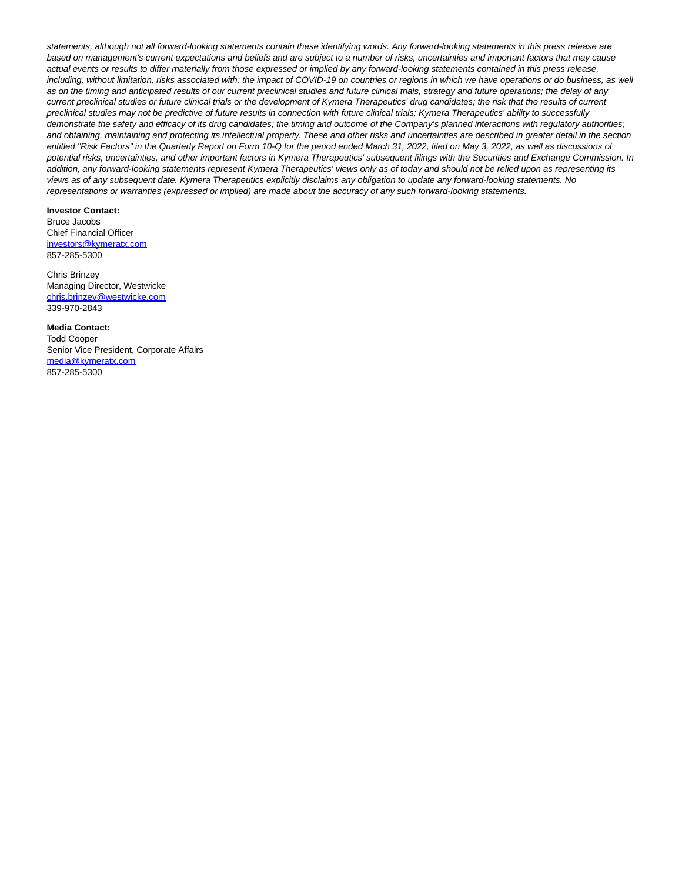*statements, although not all forward-looking statements contain these identifying words. Any forward-looking statements in this press release are based on management's current expectations and beliefs and are subject to a number of risks, uncertainties and important factors that may cause actual events or results to differ materially from those expressed or implied by any forward-looking statements contained in this press release, including, without limitation, risks associated with: the impact of COVID-19 on countries or regions in which we have operations or do business, as well as on the timing and anticipated results of our current preclinical studies and future clinical trials, strategy and future operations; the delay of any current preclinical studies or future clinical trials or the development of Kymera Therapeutics' drug candidates; the risk that the results of current preclinical studies may not be predictive of future results in connection with future clinical trials; Kymera Therapeutics' ability to successfully demonstrate the safety and efficacy of its drug candidates; the timing and outcome of the Company's planned interactions with regulatory authorities; and obtaining, maintaining and protecting its intellectual property. These and other risks and uncertainties are described in greater detail in the section entitled "Risk Factors" in the Quarterly Report on Form 10-Q for the period ended March 31, 2022, filed on May 3, 2022, as well as discussions of potential risks, uncertainties, and other important factors in Kymera Therapeutics' subsequent filings with the Securities and Exchange Commission. In addition, any forward-looking statements represent Kymera Therapeutics' views only as of today and should not be relied upon as representing its views as of any subsequent date. Kymera Therapeutics explicitly disclaims any obligation to update any forward-looking statements. No representations or warranties (expressed or implied) are made about the accuracy of any such forward-looking statements.*

**Investor Contact:**
Bruce Jacobs
Chief Financial Officer
investors@kymeratx.com
857-285-5300

Chris Brinzey
Managing Director, Westwicke
chris.brinzey@westwicke.com
339-970-2843

**Media Contact:**
Todd Cooper
Senior Vice President, Corporate Affairs
media@kymeratx.com
857-285-5300